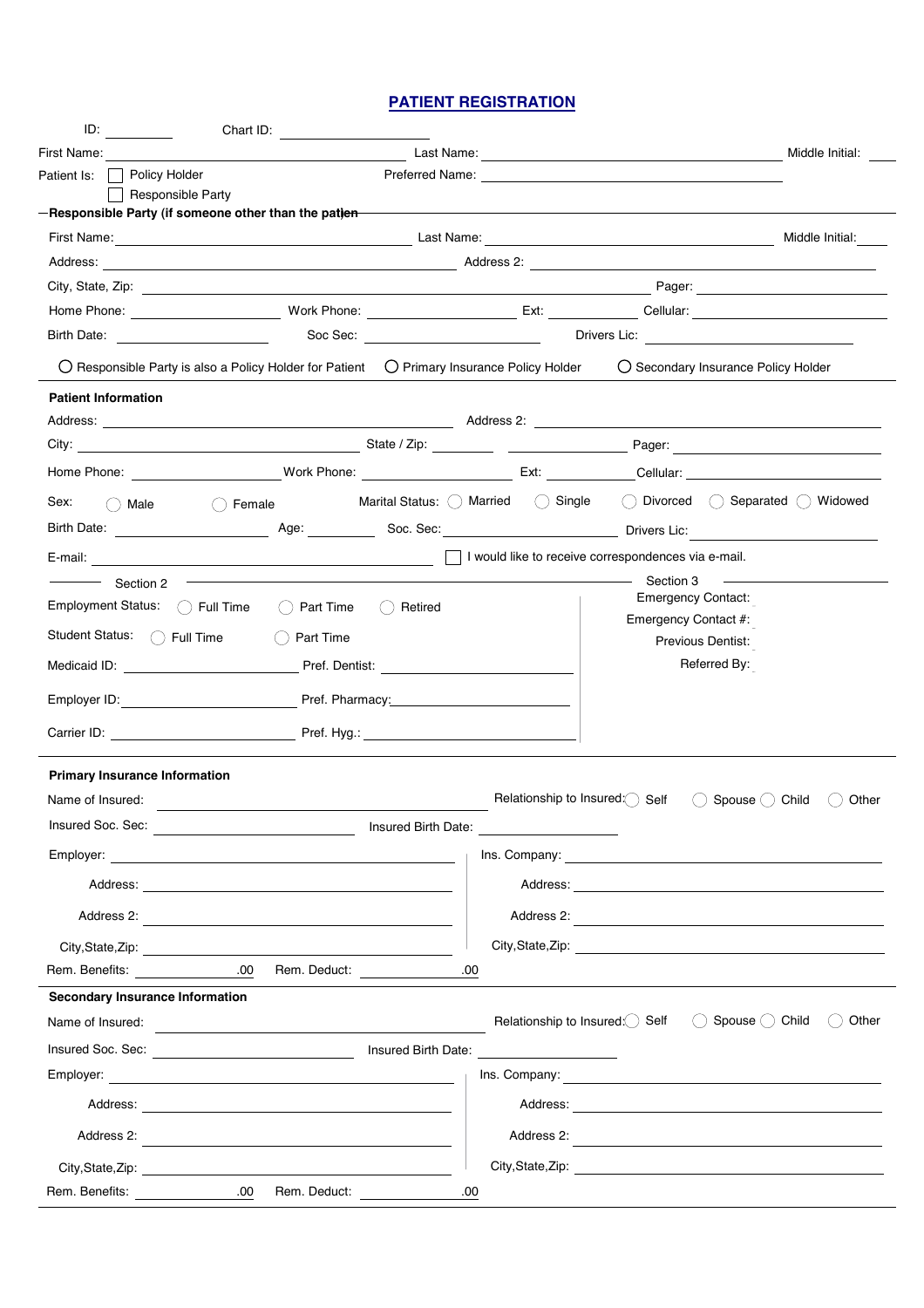# PATIENT REGISTRATION

ID: ________ Chart ID: ________________

First Name: ______________________ Last Name: ______________________ Middle Initial: ____

Patient Is: ☐ Policy Holder ☐ Responsible Party

Preferred Name: ______________________

**Responsible Party (if someone other than the patien**

First Name: ______________________ Last Name: ______________________ Middle Initial: ____

Address: ______________________ Address 2: ______________________

City, State, Zip: ______________________ Pager: ______________

Home Phone: ____________ Work Phone: ____________ Ext: ________ Cellular: ____________

Birth Date: ____________ Soc Sec: ____________ Drivers Lic: ____________

○ Responsible Party is also a Policy Holder for Patient ○ Primary Insurance Policy Holder ○ Secondary Insurance Policy Holder

**Patient Information**

Address: ______________________ Address 2: ______________________

City: ______________________ State / Zip: ________ ________ Pager: ______________

Home Phone: ____________ Work Phone: ____________ Ext: ________ Cellular: ____________

Sex: ○ Male ○ Female Marital Status: ○ Married ○ Single ○ Divorced ○ Separated ○ Widowed

Birth Date: ____________ Age: ________ Soc. Sec: ____________ Drivers Lic: ____________

E-mail: ______________________ ☐ I would like to receive correspondences via e-mail.

Section 2

Employment Status: ○ Full Time ○ Part Time ○ Retired

Student Status: ○ Full Time ○ Part Time

Medicaid ID: ____________ Pref. Dentist: ____________

Employer ID: ____________ Pref. Pharmacy: ____________

Carrier ID: ____________ Pref. Hyg.: ____________

Section 3

Emergency Contact: ____________

Emergency Contact #: ____________

Previous Dentist: ____________

Referred By: ____________

**Primary Insurance Information**

Name of Insured: ______________________ Relationship to Insured: ○ Self ○ Spouse ○ Child ○ Other

Insured Soc. Sec: ____________ Insured Birth Date: ____________

Employer: ______________________ Ins. Company: ______________________

Address: ______________________ Address: ______________________

Address 2: ______________________ Address 2: ______________________

City,State,Zip: ______________________ City,State,Zip: ______________________

Rem. Benefits: ________.00 Rem. Deduct: ________.00

**Secondary Insurance Information**

Name of Insured: ______________________ Relationship to Insured: ○ Self ○ Spouse ○ Child ○ Other

Insured Soc. Sec: ____________ Insured Birth Date: ____________

Employer: ______________________ Ins. Company: ______________________

Address: ______________________ Address: ______________________

Address 2: ______________________ Address 2: ______________________

City,State,Zip: ______________________ City,State,Zip: ______________________

Rem. Benefits: ________.00 Rem. Deduct: ________.00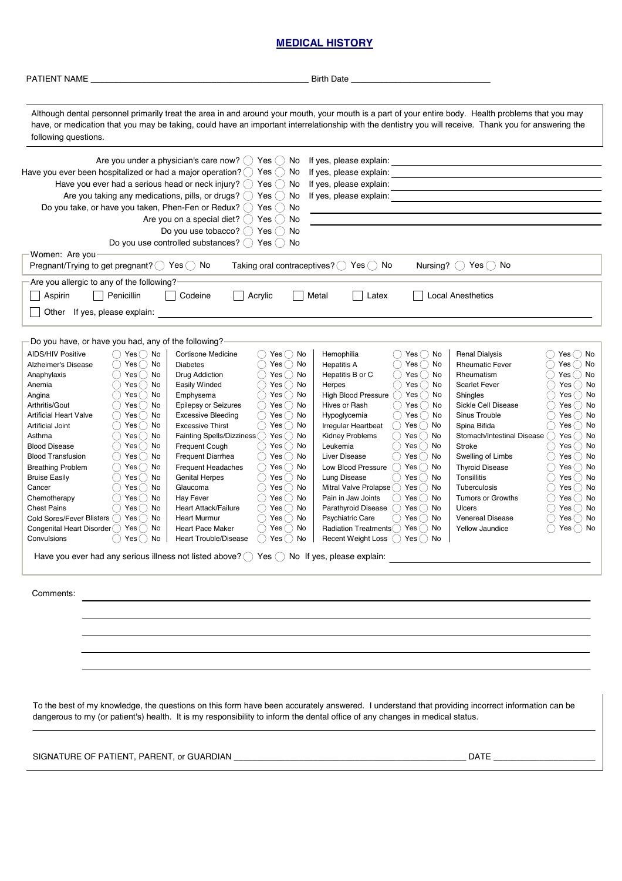# MEDICAL HISTORY

PATIENT NAME ______________________________ Birth Date ______________________

Although dental personnel primarily treat the area in and around your mouth, your mouth is a part of your entire body. Health problems that you may have, or medication that you may be taking, could have an important interrelationship with the dentistry you will receive. Thank you for answering the following questions.

Are you under a physician's care now? ◯ Yes ◯ No If yes, please explain: ______________________

Have you ever been hospitalized or had a major operation? ◯ Yes ◯ No If yes, please explain: ______________________

Have you ever had a serious head or neck injury? ◯ Yes ◯ No If yes, please explain: ______________________

Are you taking any medications, pills, or drugs? ◯ Yes ◯ No If yes, please explain: ______________________

Do you take, or have you taken, Phen-Fen or Redux? ◯ Yes ◯ No ______________________

Are you on a special diet? ◯ Yes ◯ No ______________________

Do you use tobacco? ◯ Yes ◯ No

Do you use controlled substances? ◯ Yes ◯ No

**Women: Are you**

Pregnant/Trying to get pregnant? ◯ Yes ◯ No Taking oral contraceptives? ◯ Yes ◯ No Nursing? ◯ Yes ◯ No

**Are you allergic to any of the following?**

☐ Aspirin ☐ Penicillin ☐ Codeine ☐ Acrylic ☐ Metal ☐ Latex ☐ Local Anesthetics

☐ Other If yes, please explain: ______________________

**Do you have, or have you had, any of the following?**

| Condition | Yes / No | Condition | Yes / No | Condition | Yes / No | Condition | Yes / No |
|---|---|---|---|---|---|---|---|
| AIDS/HIV Positive | ◯ Yes ◯ No | Cortisone Medicine | ◯ Yes ◯ No | Hemophilia | ◯ Yes ◯ No | Renal Dialysis | ◯ Yes ◯ No |
| Alzheimer's Disease | ◯ Yes ◯ No | Diabetes | ◯ Yes ◯ No | Hepatitis A | ◯ Yes ◯ No | Rheumatic Fever | ◯ Yes ◯ No |
| Anaphylaxis | ◯ Yes ◯ No | Drug Addiction | ◯ Yes ◯ No | Hepatitis B or C | ◯ Yes ◯ No | Rheumatism | ◯ Yes ◯ No |
| Anemia | ◯ Yes ◯ No | Easily Winded | ◯ Yes ◯ No | Herpes | ◯ Yes ◯ No | Scarlet Fever | ◯ Yes ◯ No |
| Angina | ◯ Yes ◯ No | Emphysema | ◯ Yes ◯ No | High Blood Pressure | ◯ Yes ◯ No | Shingles | ◯ Yes ◯ No |
| Arthritis/Gout | ◯ Yes ◯ No | Epilepsy or Seizures | ◯ Yes ◯ No | Hives or Rash | ◯ Yes ◯ No | Sickle Cell Disease | ◯ Yes ◯ No |
| Artificial Heart Valve | ◯ Yes ◯ No | Excessive Bleeding | ◯ Yes ◯ No | Hypoglycemia | ◯ Yes ◯ No | Sinus Trouble | ◯ Yes ◯ No |
| Artificial Joint | ◯ Yes ◯ No | Excessive Thirst | ◯ Yes ◯ No | Irregular Heartbeat | ◯ Yes ◯ No | Spina Bifida | ◯ Yes ◯ No |
| Asthma | ◯ Yes ◯ No | Fainting Spells/Dizziness | ◯ Yes ◯ No | Kidney Problems | ◯ Yes ◯ No | Stomach/Intestinal Disease | ◯ Yes ◯ No |
| Blood Disease | ◯ Yes ◯ No | Frequent Cough | ◯ Yes ◯ No | Leukemia | ◯ Yes ◯ No | Stroke | ◯ Yes ◯ No |
| Blood Transfusion | ◯ Yes ◯ No | Frequent Diarrhea | ◯ Yes ◯ No | Liver Disease | ◯ Yes ◯ No | Swelling of Limbs | ◯ Yes ◯ No |
| Breathing Problem | ◯ Yes ◯ No | Frequent Headaches | ◯ Yes ◯ No | Low Blood Pressure | ◯ Yes ◯ No | Thyroid Disease | ◯ Yes ◯ No |
| Bruise Easily | ◯ Yes ◯ No | Genital Herpes | ◯ Yes ◯ No | Lung Disease | ◯ Yes ◯ No | Tonsillitis | ◯ Yes ◯ No |
| Cancer | ◯ Yes ◯ No | Glaucoma | ◯ Yes ◯ No | Mitral Valve Prolapse | ◯ Yes ◯ No | Tuberculosis | ◯ Yes ◯ No |
| Chemotherapy | ◯ Yes ◯ No | Hay Fever | ◯ Yes ◯ No | Pain in Jaw Joints | ◯ Yes ◯ No | Tumors or Growths | ◯ Yes ◯ No |
| Chest Pains | ◯ Yes ◯ No | Heart Attack/Failure | ◯ Yes ◯ No | Parathyroid Disease | ◯ Yes ◯ No | Ulcers | ◯ Yes ◯ No |
| Cold Sores/Fever Blisters | ◯ Yes ◯ No | Heart Murmur | ◯ Yes ◯ No | Psychiatric Care | ◯ Yes ◯ No | Venereal Disease | ◯ Yes ◯ No |
| Congenital Heart Disorder | ◯ Yes ◯ No | Heart Pace Maker | ◯ Yes ◯ No | Radiation Treatments | ◯ Yes ◯ No | Yellow Jaundice | ◯ Yes ◯ No |
| Convulsions | ◯ Yes ◯ No | Heart Trouble/Disease | ◯ Yes ◯ No | Recent Weight Loss | ◯ Yes ◯ No | | |

Have you ever had any serious illness not listed above? ◯ Yes ◯ No If yes, please explain: ______________________

Comments: ______________________

______________________

______________________

______________________

______________________

To the best of my knowledge, the questions on this form have been accurately answered. I understand that providing incorrect information can be dangerous to my (or patient's) health. It is my responsibility to inform the dental office of any changes in medical status.

SIGNATURE OF PATIENT, PARENT, or GUARDIAN ______________________ DATE ______________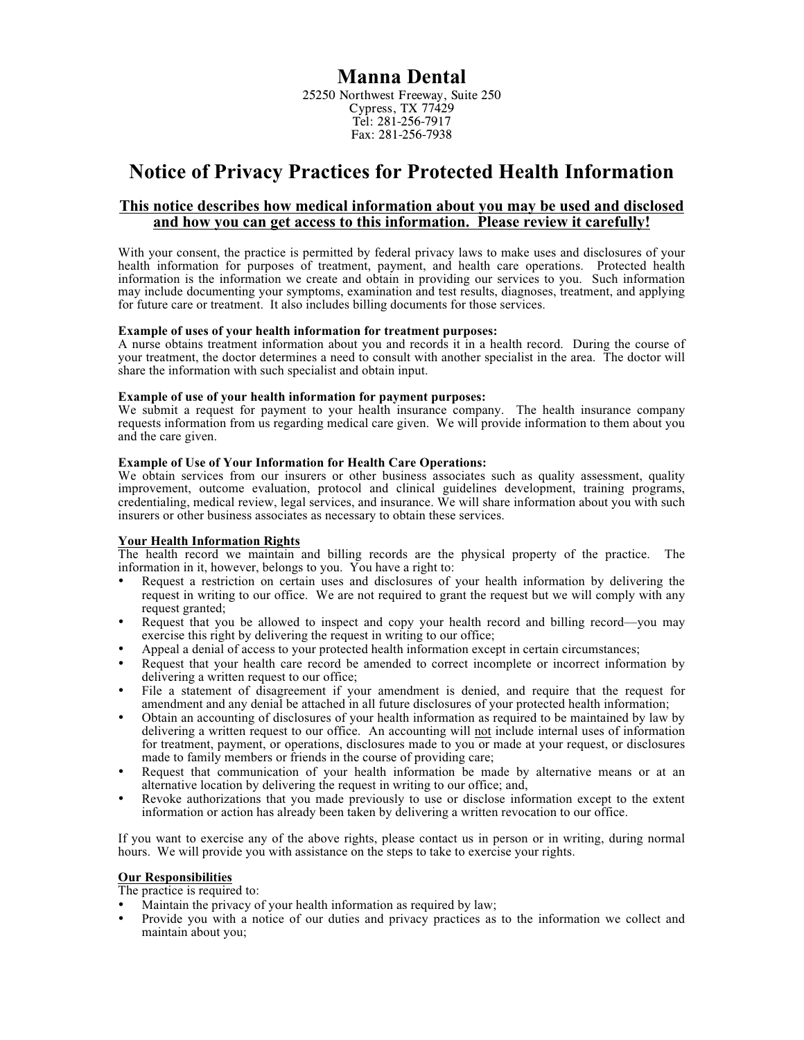# Manna Dental

25250 Northwest Freeway, Suite 250
Cypress, TX 77429
Tel: 281-256-7917
Fax: 281-256-7938

## Notice of Privacy Practices for Protected Health Information

**This notice describes how medical information about you may be used and disclosed and how you can get access to this information. Please review it carefully!**

With your consent, the practice is permitted by federal privacy laws to make uses and disclosures of your health information for purposes of treatment, payment, and health care operations. Protected health information is the information we create and obtain in providing our services to you. Such information may include documenting your symptoms, examination and test results, diagnoses, treatment, and applying for future care or treatment. It also includes billing documents for those services.

**Example of uses of your health information for treatment purposes:**
A nurse obtains treatment information about you and records it in a health record. During the course of your treatment, the doctor determines a need to consult with another specialist in the area. The doctor will share the information with such specialist and obtain input.

**Example of use of your health information for payment purposes:**
We submit a request for payment to your health insurance company. The health insurance company requests information from us regarding medical care given. We will provide information to them about you and the care given.

**Example of Use of Your Information for Health Care Operations:**
We obtain services from our insurers or other business associates such as quality assessment, quality improvement, outcome evaluation, protocol and clinical guidelines development, training programs, credentialing, medical review, legal services, and insurance. We will share information about you with such insurers or other business associates as necessary to obtain these services.

**Your Health Information Rights**
The health record we maintain and billing records are the physical property of the practice. The information in it, however, belongs to you. You have a right to:

- Request a restriction on certain uses and disclosures of your health information by delivering the request in writing to our office. We are not required to grant the request but we will comply with any request granted;
- Request that you be allowed to inspect and copy your health record and billing record—you may exercise this right by delivering the request in writing to our office;
- Appeal a denial of access to your protected health information except in certain circumstances;
- Request that your health care record be amended to correct incomplete or incorrect information by delivering a written request to our office;
- File a statement of disagreement if your amendment is denied, and require that the request for amendment and any denial be attached in all future disclosures of your protected health information;
- Obtain an accounting of disclosures of your health information as required to be maintained by law by delivering a written request to our office. An accounting will not include internal uses of information for treatment, payment, or operations, disclosures made to you or made at your request, or disclosures made to family members or friends in the course of providing care;
- Request that communication of your health information be made by alternative means or at an alternative location by delivering the request in writing to our office; and,
- Revoke authorizations that you made previously to use or disclose information except to the extent information or action has already been taken by delivering a written revocation to our office.

If you want to exercise any of the above rights, please contact us in person or in writing, during normal hours. We will provide you with assistance on the steps to take to exercise your rights.

**Our Responsibilities**
The practice is required to:

- Maintain the privacy of your health information as required by law;
- Provide you with a notice of our duties and privacy practices as to the information we collect and maintain about you;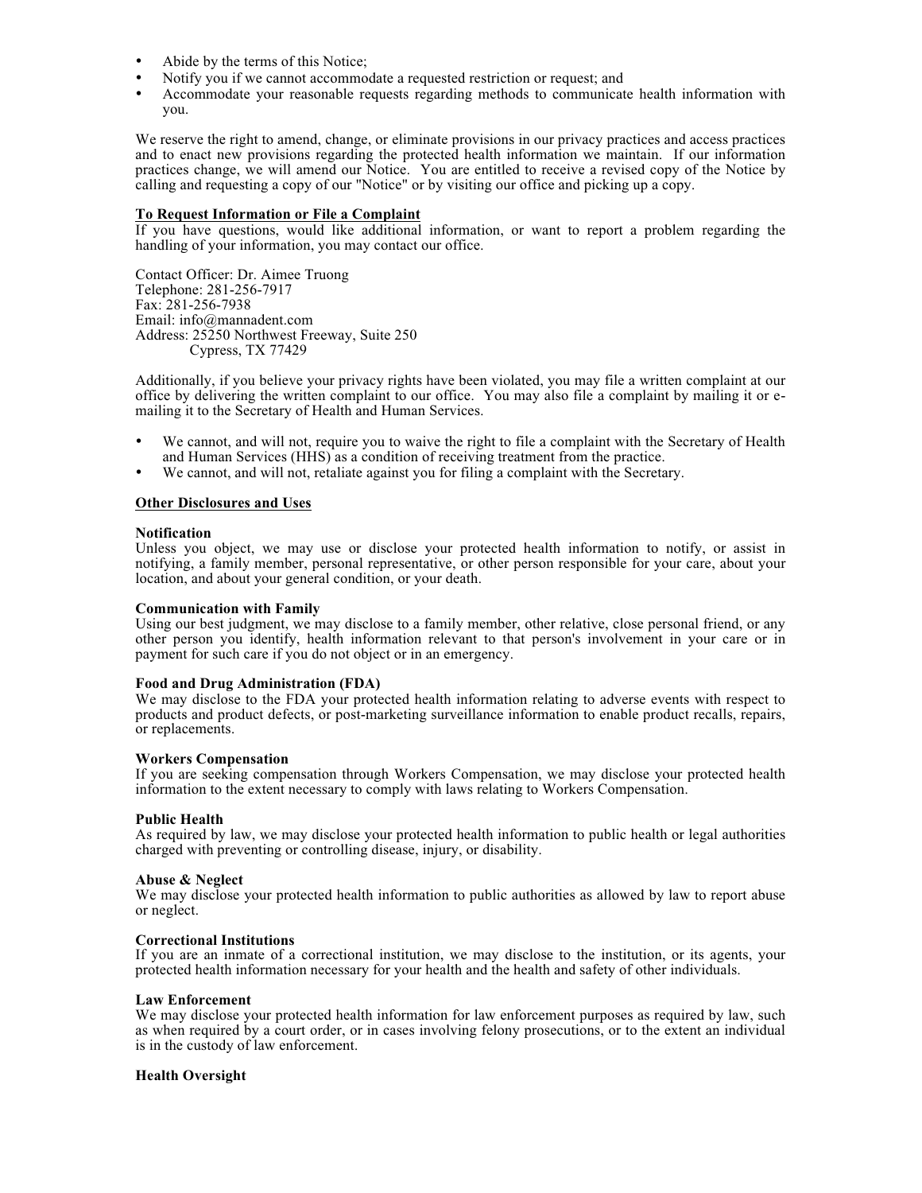- Abide by the terms of this Notice;
- Notify you if we cannot accommodate a requested restriction or request; and
- Accommodate your reasonable requests regarding methods to communicate health information with you.

We reserve the right to amend, change, or eliminate provisions in our privacy practices and access practices and to enact new provisions regarding the protected health information we maintain. If our information practices change, we will amend our Notice. You are entitled to receive a revised copy of the Notice by calling and requesting a copy of our "Notice" or by visiting our office and picking up a copy.

**<u>To Request Information or File a Complaint</u>**

If you have questions, would like additional information, or want to report a problem regarding the handling of your information, you may contact our office.

Contact Officer: Dr. Aimee Truong
Telephone: 281-256-7917
Fax: 281-256-7938
Email: info@mannadent.com
Address: 25250 Northwest Freeway, Suite 250
Cypress, TX 77429

Additionally, if you believe your privacy rights have been violated, you may file a written complaint at our office by delivering the written complaint to our office. You may also file a complaint by mailing it or e-mailing it to the Secretary of Health and Human Services.

- We cannot, and will not, require you to waive the right to file a complaint with the Secretary of Health and Human Services (HHS) as a condition of receiving treatment from the practice.
- We cannot, and will not, retaliate against you for filing a complaint with the Secretary.

**<u>Other Disclosures and Uses</u>**

**Notification**

Unless you object, we may use or disclose your protected health information to notify, or assist in notifying, a family member, personal representative, or other person responsible for your care, about your location, and about your general condition, or your death.

**Communication with Family**

Using our best judgment, we may disclose to a family member, other relative, close personal friend, or any other person you identify, health information relevant to that person's involvement in your care or in payment for such care if you do not object or in an emergency.

**Food and Drug Administration (FDA)**

We may disclose to the FDA your protected health information relating to adverse events with respect to products and product defects, or post-marketing surveillance information to enable product recalls, repairs, or replacements.

**Workers Compensation**

If you are seeking compensation through Workers Compensation, we may disclose your protected health information to the extent necessary to comply with laws relating to Workers Compensation.

**Public Health**

As required by law, we may disclose your protected health information to public health or legal authorities charged with preventing or controlling disease, injury, or disability.

**Abuse & Neglect**

We may disclose your protected health information to public authorities as allowed by law to report abuse or neglect.

**Correctional Institutions**

If you are an inmate of a correctional institution, we may disclose to the institution, or its agents, your protected health information necessary for your health and the health and safety of other individuals.

**Law Enforcement**

We may disclose your protected health information for law enforcement purposes as required by law, such as when required by a court order, or in cases involving felony prosecutions, or to the extent an individual is in the custody of law enforcement.

**Health Oversight**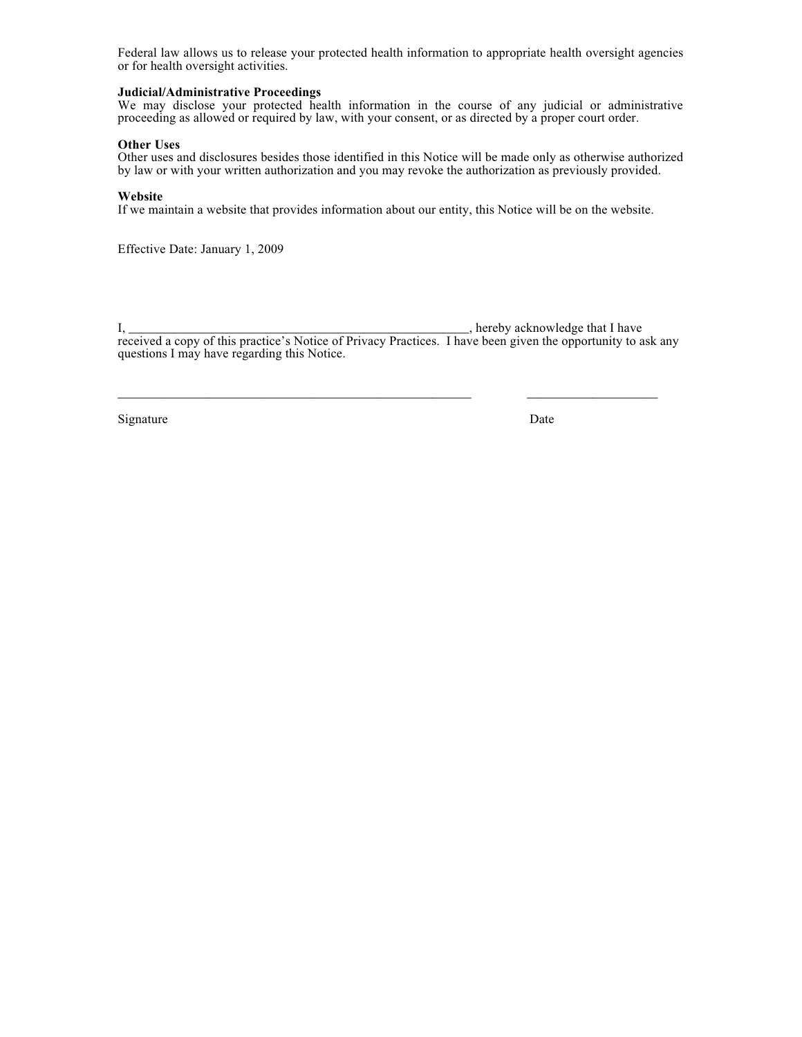Federal law allows us to release your protected health information to appropriate health oversight agencies or for health oversight activities.

**Judicial/Administrative Proceedings**
We may disclose your protected health information in the course of any judicial or administrative proceeding as allowed or required by law, with your consent, or as directed by a proper court order.

**Other Uses**
Other uses and disclosures besides those identified in this Notice will be made only as otherwise authorized by law or with your written authorization and you may revoke the authorization as previously provided.

**Website**
If we maintain a website that provides information about our entity, this Notice will be on the website.

Effective Date: January 1, 2009

I, ______________________________________________________, hereby acknowledge that I have received a copy of this practice's Notice of Privacy Practices. I have been given the opportunity to ask any questions I may have regarding this Notice.

_________________________________________________________ ____________________

Signature Date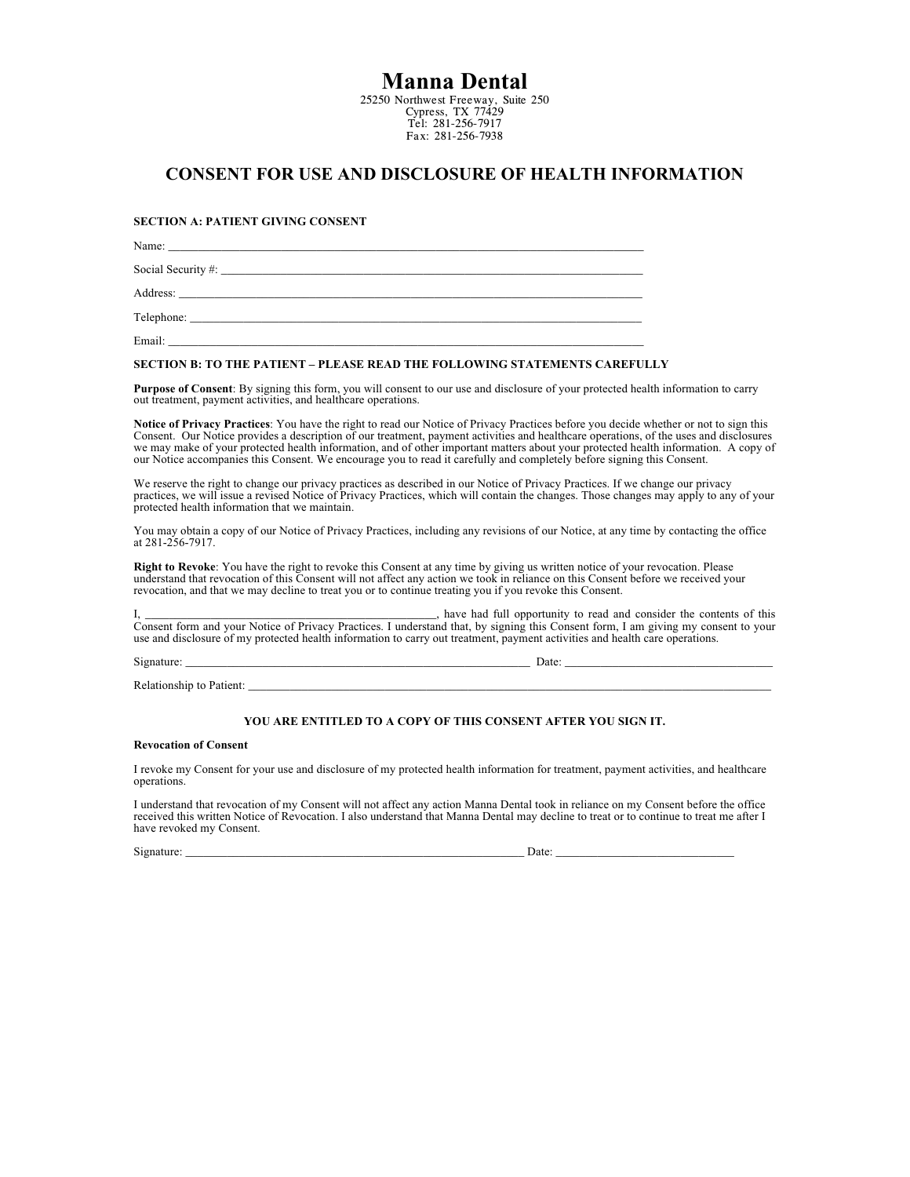# Manna Dental

25250 Northwest Freeway, Suite 250
Cypress, TX 77429
Tel: 281-256-7917
Fax: 281-256-7938

## CONSENT FOR USE AND DISCLOSURE OF HEALTH INFORMATION

**SECTION A: PATIENT GIVING CONSENT**

Name: ___________________________________________________________________________________

Social Security #: ___________________________________________________________________________

Address: _________________________________________________________________________________

Telephone: _______________________________________________________________________________

Email: ___________________________________________________________________________________

**SECTION B: TO THE PATIENT – PLEASE READ THE FOLLOWING STATEMENTS CAREFULLY**

**Purpose of Consent**: By signing this form, you will consent to our use and disclosure of your protected health information to carry out treatment, payment activities, and healthcare operations.

**Notice of Privacy Practices**: You have the right to read our Notice of Privacy Practices before you decide whether or not to sign this Consent. Our Notice provides a description of our treatment, payment activities and healthcare operations, of the uses and disclosures we may make of your protected health information, and of other important matters about your protected health information. A copy of our Notice accompanies this Consent. We encourage you to read it carefully and completely before signing this Consent.

We reserve the right to change our privacy practices as described in our Notice of Privacy Practices. If we change our privacy practices, we will issue a revised Notice of Privacy Practices, which will contain the changes. Those changes may apply to any of your protected health information that we maintain.

You may obtain a copy of our Notice of Privacy Practices, including any revisions of our Notice, at any time by contacting the office at 281-256-7917.

**Right to Revoke**: You have the right to revoke this Consent at any time by giving us written notice of your revocation. Please understand that revocation of this Consent will not affect any action we took in reliance on this Consent before we received your revocation, and that we may decline to treat you or to continue treating you if you revoke this Consent.

I, __________________________________________________, have had full opportunity to read and consider the contents of this Consent form and your Notice of Privacy Practices. I understand that, by signing this Consent form, I am giving my consent to your use and disclosure of my protected health information to carry out treatment, payment activities and health care operations.

Signature: ____________________________________________________________ Date: ___________________________________

Relationship to Patient: ______________________________________________________________________________________________

**YOU ARE ENTITLED TO A COPY OF THIS CONSENT AFTER YOU SIGN IT.**

**Revocation of Consent**

I revoke my Consent for your use and disclosure of my protected health information for treatment, payment activities, and healthcare operations.

I understand that revocation of my Consent will not affect any action Manna Dental took in reliance on my Consent before the office received this written Notice of Revocation. I also understand that Manna Dental may decline to treat or to continue to treat me after I have revoked my Consent.

Signature: ____________________________________________________________ Date: ______________________________